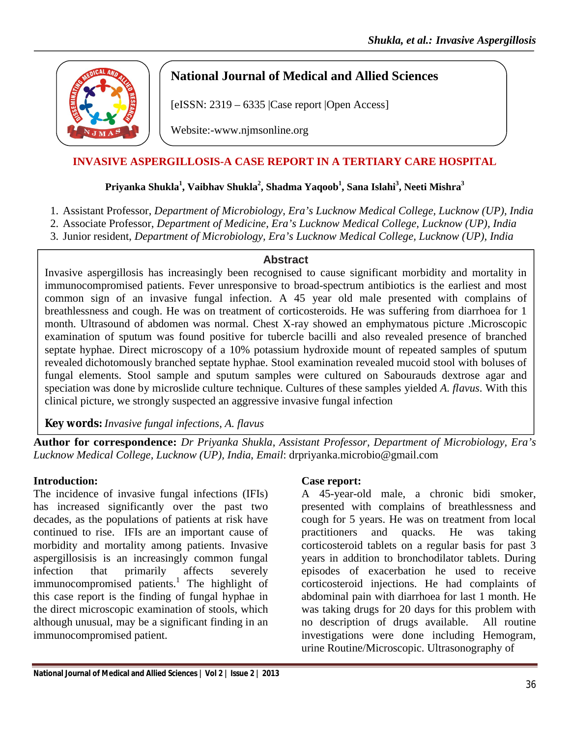**National Journal of Medical and Allied Sciences**

[eISSN: 2319 – 6335 |Case report |Open Access]

Website:-www.njmsonline.org

# INVASIVE ASPERGILLOSIS-A CASE REPORT IN A TERTIARY CARE HOSPITAL

**Priyanka Shukla[1], Vaibhav Shukla[2], Shadma Yaqoob[1], Sana Islahi[3], Neeti Mishra[3]**

1. Assistant Professor, *Department of Microbiology, Era's Lucknow Medical College, Lucknow (UP), India*
2. Associate Professor, *Department of Medicine, Era's Lucknow Medical College, Lucknow (UP), India*
3. Junior resident, *Department of Microbiology, Era's Lucknow Medical College, Lucknow (UP), India*

## Abstract

Invasive aspergillosis has increasingly been recognised to cause significant morbidity and mortality in immunocompromised patients. Fever unresponsive to broad-spectrum antibiotics is the earliest and most common sign of an invasive fungal infection. A 45 year old male presented with complains of breathlessness and cough. He was on treatment of corticosteroids. He was suffering from diarrhoea for 1 month. Ultrasound of abdomen was normal. Chest X-ray showed an emphymatous picture .Microscopic examination of sputum was found positive for tubercle bacilli and also revealed presence of branched septate hyphae. Direct microscopy of a 10% potassium hydroxide mount of repeated samples of sputum revealed dichotomously branched septate hyphae. Stool examination revealed mucoid stool with boluses of fungal elements. Stool sample and sputum samples were cultured on Sabourauds dextrose agar and speciation was done by microslide culture technique. Cultures of these samples yielded *A. flavus*. With this clinical picture, we strongly suspected an aggressive invasive fungal infection

**Key words:** *Invasive fungal infections, A. flavus*

**Author for correspondence:** *Dr Priyanka Shukla, Assistant Professor, Department of Microbiology, Era's Lucknow Medical College, Lucknow (UP), India, Email*: drpriyanka.microbio@gmail.com

## Introduction:

The incidence of invasive fungal infections (IFIs) has increased significantly over the past two decades, as the populations of patients at risk have continued to rise. IFIs are an important cause of morbidity and mortality among patients. Invasive aspergillosis is an increasingly common fungal infection that primarily affects severely immunocompromised patients.[1] The highlight of this case report is the finding of fungal hyphae in the direct microscopic examination of stools, which although unusual, may be a significant finding in an immunocompromised patient.

## Case report:

A 45-year-old male, a chronic bidi smoker, presented with complains of breathlessness and cough for 5 years. He was on treatment from local practitioners and quacks. He was taking corticosteroid tablets on a regular basis for past 3 years in addition to bronchodilator tablets. During episodes of exacerbation he used to receive corticosteroid injections. He had complaints of abdominal pain with diarrhoea for last 1 month. He was taking drugs for 20 days for this problem with no description of drugs available. All routine investigations were done including Hemogram, urine Routine/Microscopic. Ultrasonography of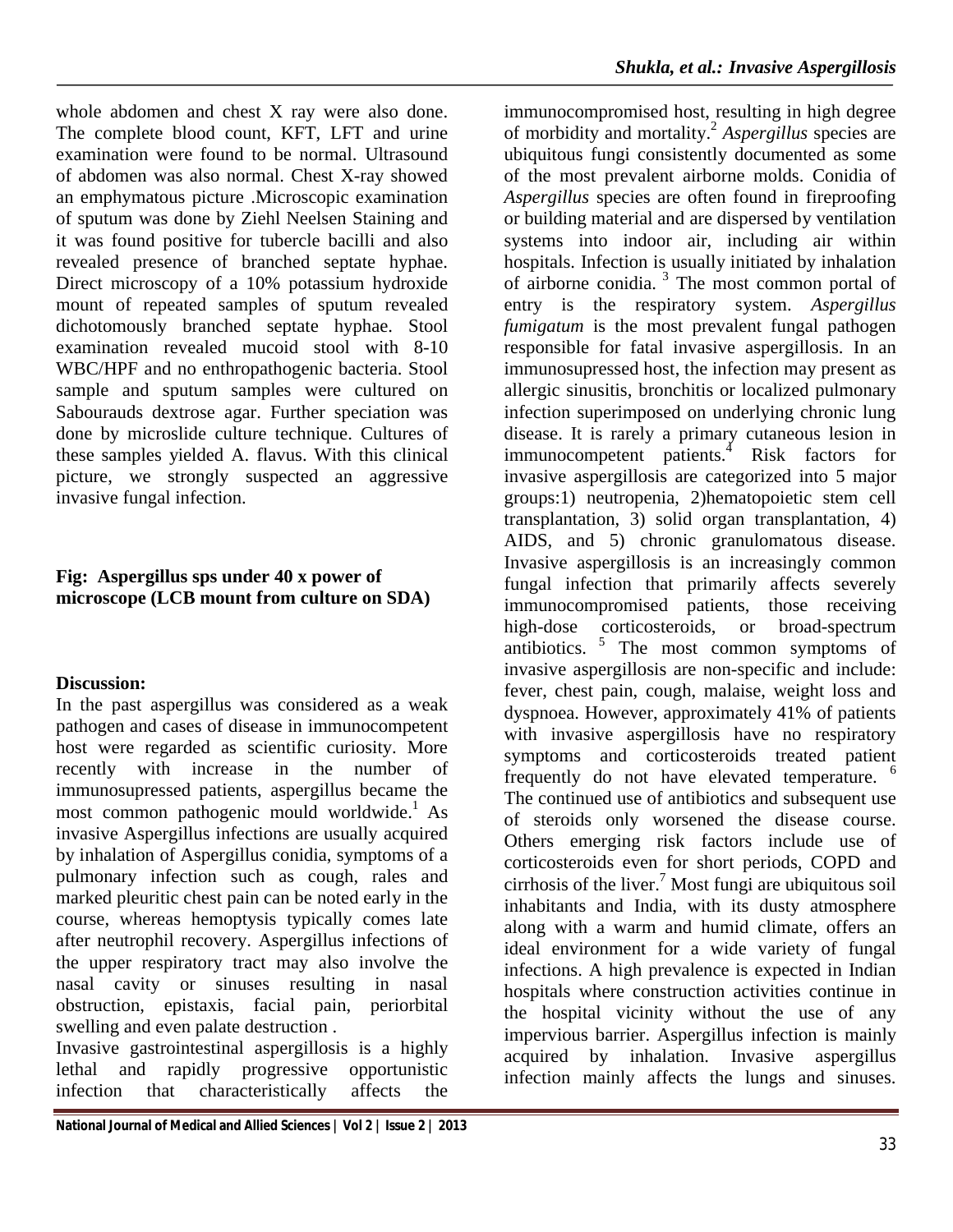whole abdomen and chest X ray were also done. The complete blood count, KFT, LFT and urine examination were found to be normal. Ultrasound of abdomen was also normal. Chest X-ray showed an emphymatous picture .Microscopic examination of sputum was done by Ziehl Neelsen Staining and it was found positive for tubercle bacilli and also revealed presence of branched septate hyphae. Direct microscopy of a 10% potassium hydroxide mount of repeated samples of sputum revealed dichotomously branched septate hyphae. Stool examination revealed mucoid stool with 8-10 WBC/HPF and no enthropathogenic bacteria. Stool sample and sputum samples were cultured on Sabourauds dextrose agar. Further speciation was done by microslide culture technique. Cultures of these samples yielded A. flavus. With this clinical picture, we strongly suspected an aggressive invasive fungal infection.

**Fig: Aspergillus sps under 40 x power of microscope (LCB mount from culture on SDA)**

**Discussion:**

In the past aspergillus was considered as a weak pathogen and cases of disease in immunocompetent host were regarded as scientific curiosity. More recently with increase in the number of immunosupressed patients, aspergillus became the most common pathogenic mould worldwide.[1] As invasive Aspergillus infections are usually acquired by inhalation of Aspergillus conidia, symptoms of a pulmonary infection such as cough, rales and marked pleuritic chest pain can be noted early in the course, whereas hemoptysis typically comes late after neutrophil recovery. Aspergillus infections of the upper respiratory tract may also involve the nasal cavity or sinuses resulting in nasal obstruction, epistaxis, facial pain, periorbital swelling and even palate destruction .

Invasive gastrointestinal aspergillosis is a highly lethal and rapidly progressive opportunistic infection that characteristically affects the immunocompromised host, resulting in high degree of morbidity and mortality.[2] *Aspergillus* species are ubiquitous fungi consistently documented as some of the most prevalent airborne molds. Conidia of *Aspergillus* species are often found in fireproofing or building material and are dispersed by ventilation systems into indoor air, including air within hospitals. Infection is usually initiated by inhalation of airborne conidia. [3] The most common portal of entry is the respiratory system. *Aspergillus fumigatum* is the most prevalent fungal pathogen responsible for fatal invasive aspergillosis. In an immunosupressed host, the infection may present as allergic sinusitis, bronchitis or localized pulmonary infection superimposed on underlying chronic lung disease. It is rarely a primary cutaneous lesion in immunocompetent patients.[4] Risk factors for invasive aspergillosis are categorized into 5 major groups:1) neutropenia, 2)hematopoietic stem cell transplantation, 3) solid organ transplantation, 4) AIDS, and 5) chronic granulomatous disease. Invasive aspergillosis is an increasingly common fungal infection that primarily affects severely immunocompromised patients, those receiving high-dose corticosteroids, or broad-spectrum antibiotics. [5] The most common symptoms of invasive aspergillosis are non-specific and include: fever, chest pain, cough, malaise, weight loss and dyspnoea. However, approximately 41% of patients with invasive aspergillosis have no respiratory symptoms and corticosteroids treated patient frequently do not have elevated temperature. [6] The continued use of antibiotics and subsequent use of steroids only worsened the disease course. Others emerging risk factors include use of corticosteroids even for short periods, COPD and cirrhosis of the liver.[7] Most fungi are ubiquitous soil inhabitants and India, with its dusty atmosphere along with a warm and humid climate, offers an ideal environment for a wide variety of fungal infections. A high prevalence is expected in Indian hospitals where construction activities continue in the hospital vicinity without the use of any impervious barrier. Aspergillus infection is mainly acquired by inhalation. Invasive aspergillus infection mainly affects the lungs and sinuses.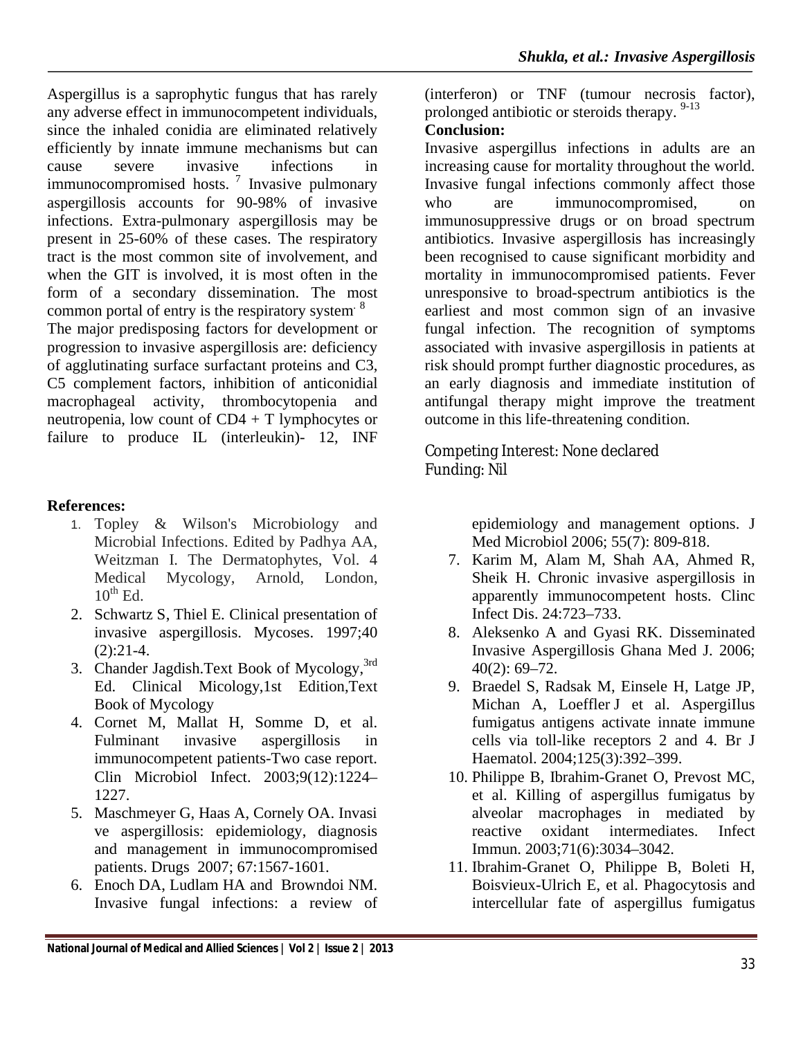Aspergillus is a saprophytic fungus that has rarely any adverse effect in immunocompetent individuals, since the inhaled conidia are eliminated relatively efficiently by innate immune mechanisms but can cause severe invasive infections in immunocompromised hosts.[7] Invasive pulmonary aspergillosis accounts for 90-98% of invasive infections. Extra-pulmonary aspergillosis may be present in 25-60% of these cases. The respiratory tract is the most common site of involvement, and when the GIT is involved, it is most often in the form of a secondary dissemination. The most common portal of entry is the respiratory system.[8]

The major predisposing factors for development or progression to invasive aspergillosis are: deficiency of agglutinating surface surfactant proteins and C3, C5 complement factors, inhibition of anticonidial macrophageal activity, thrombocytopenia and neutropenia, low count of CD4 + T lymphocytes or failure to produce IL (interleukin)- 12, INF (interferon) or TNF (tumour necrosis factor), prolonged antibiotic or steroids therapy.[9-13]

**Conclusion:**

Invasive aspergillus infections in adults are an increasing cause for mortality throughout the world. Invasive fungal infections commonly affect those who are immunocompromised, on immunosuppressive drugs or on broad spectrum antibiotics. Invasive aspergillosis has increasingly been recognised to cause significant morbidity and mortality in immunocompromised patients. Fever unresponsive to broad-spectrum antibiotics is the earliest and most common sign of an invasive fungal infection. The recognition of symptoms associated with invasive aspergillosis in patients at risk should prompt further diagnostic procedures, as an early diagnosis and immediate institution of antifungal therapy might improve the treatment outcome in this life-threatening condition.

Competing Interest: None declared
Funding: Nil

**References:**

1. Topley & Wilson's Microbiology and Microbial Infections. Edited by Padhya AA, Weitzman I. The Dermatophytes, Vol. 4 Medical Mycology, Arnold, London, 10th Ed.
2. Schwartz S, Thiel E. Clinical presentation of invasive aspergillosis. Mycoses. 1997;40 (2):21-4.
3. Chander Jagdish.Text Book of Mycology,3rd Ed. Clinical Micology,1st Edition,Text Book of Mycology
4. Cornet M, Mallat H, Somme D, et al. Fulminant invasive aspergillosis in immunocompetent patients-Two case report. Clin Microbiol Infect. 2003;9(12):1224–1227.
5. Maschmeyer G, Haas A, Cornely OA. Invasi ve aspergillosis: epidemiology, diagnosis and management in immunocompromised patients. Drugs 2007; 67:1567-1601.
6. Enoch DA, Ludlam HA and Browndoi NM. Invasive fungal infections: a review of epidemiology and management options. J Med Microbiol 2006; 55(7): 809-818.
7. Karim M, Alam M, Shah AA, Ahmed R, Sheik H. Chronic invasive aspergillosis in apparently immunocompetent hosts. Clinc Infect Dis. 24:723–733.
8. Aleksenko A and Gyasi RK. Disseminated Invasive Aspergillosis Ghana Med J. 2006; 40(2): 69–72.
9. Braedel S, Radsak M, Einsele H, Latge JP, Michan A, Loeffler J et al. Aspergillus fumigatus antigens activate innate immune cells via toll-like receptors 2 and 4. Br J Haematol. 2004;125(3):392–399.
10. Philippe B, Ibrahim-Granet O, Prevost MC, et al. Killing of aspergillus fumigatus by alveolar macrophages in mediated by reactive oxidant intermediates. Infect Immun. 2003;71(6):3034–3042.
11. Ibrahim-Granet O, Philippe B, Boleti H, Boisvieux-Ulrich E, et al. Phagocytosis and intercellular fate of aspergillus fumigatus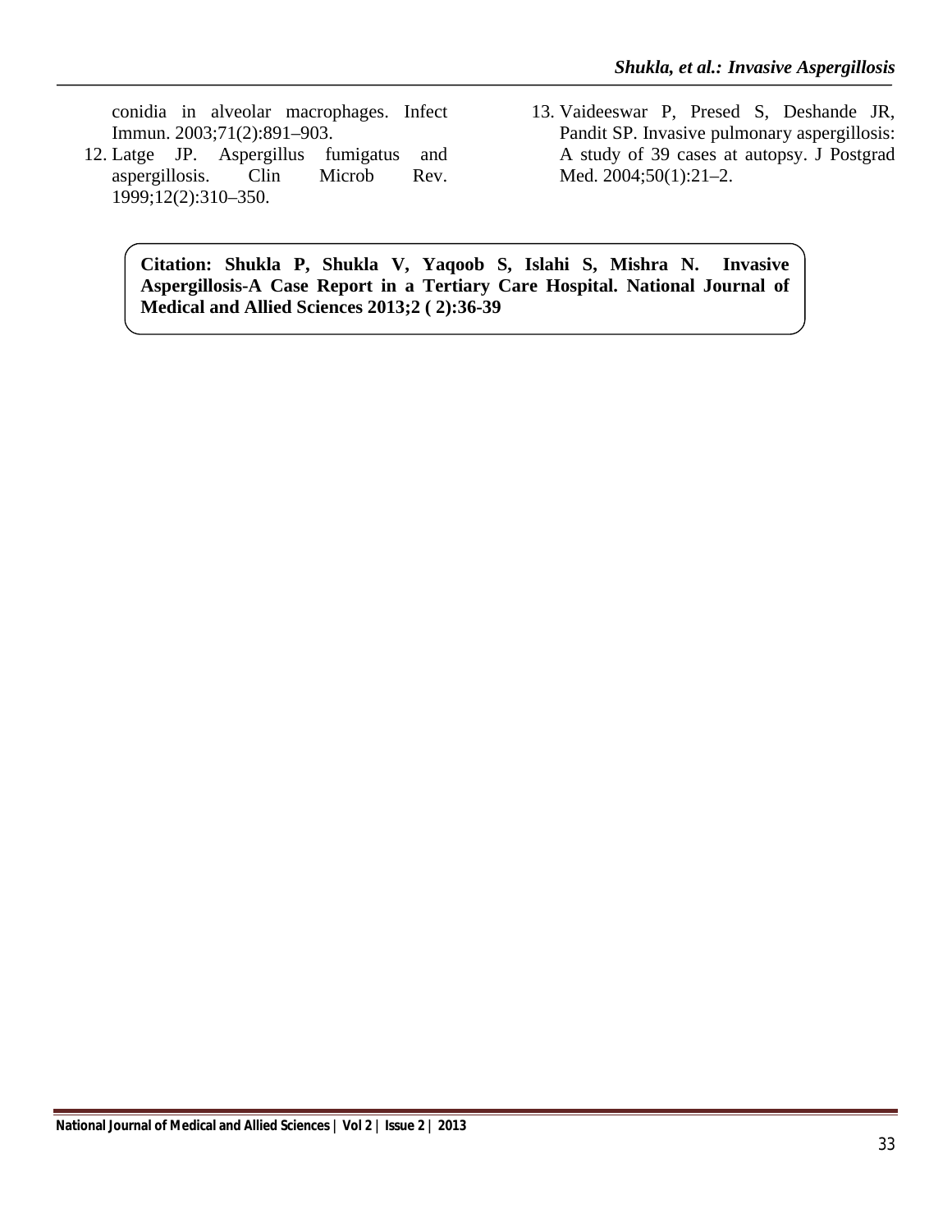conidia in alveolar macrophages. Infect Immun. 2003;71(2):891–903.

12. Latge JP. Aspergillus fumigatus and aspergillosis. Clin Microb Rev. 1999;12(2):310–350.
13. Vaideeswar P, Presed S, Deshande JR, Pandit SP. Invasive pulmonary aspergillosis: A study of 39 cases at autopsy. J Postgrad Med. 2004;50(1):21–2.

**Citation: Shukla P, Shukla V, Yaqoob S, Islahi S, Mishra N. Invasive Aspergillosis-A Case Report in a Tertiary Care Hospital. National Journal of Medical and Allied Sciences 2013;2 ( 2):36-39**